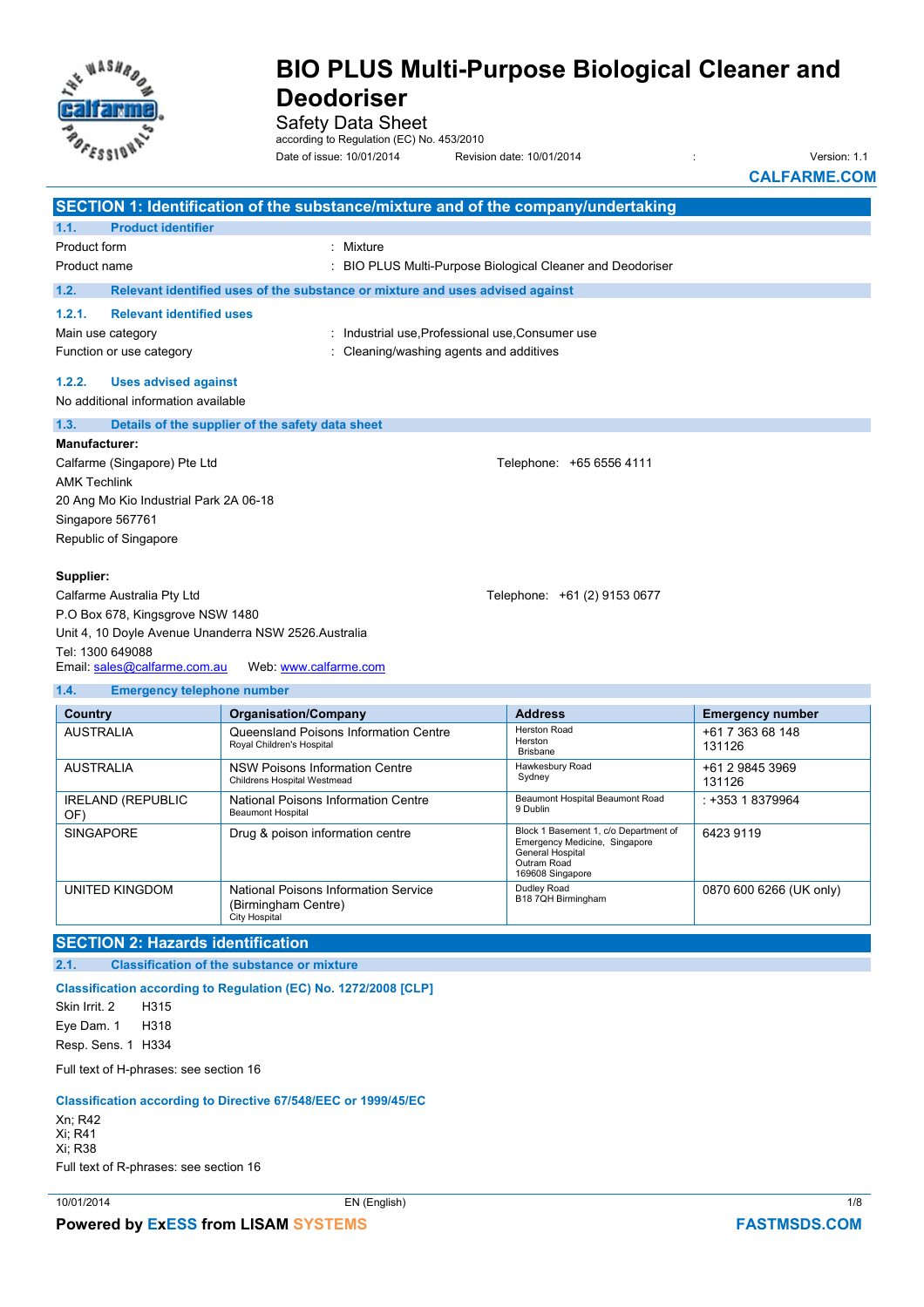# BIO PLUS Multi-Purpose Biological Cleaner and Deodoriser

Safety Data Sheet

according to Regulation (EC) No. 453/2010

Date of issue: 10/01/2014 Revision date: 10/01/2014 : Version: 1.1

CALFARME.COM

## SECTION 1: Identification of the substance/mixture and of the company/undertaking

### 1.1. Product identifier

Product form : Mixture

Product name : BIO PLUS Multi-Purpose Biological Cleaner and Deodoriser

### 1.2. Relevant identified uses of the substance or mixture and uses advised against

#### 1.2.1. Relevant identified uses

Main use category : Industrial use,Professional use,Consumer use

Function or use category : Cleaning/washing agents and additives

#### 1.2.2. Uses advised against

No additional information available

### 1.3. Details of the supplier of the safety data sheet

**Manufacturer:**

Calfarme (Singapore) Pte Ltd
AMK Techlink
20 Ang Mo Kio Industrial Park 2A 06-18
Singapore 567761
Republic of Singapore

Telephone: +65 6556 4111

**Supplier:**

Calfarme Australia Pty Ltd
P.O Box 678, Kingsgrove NSW 1480
Unit 4, 10 Doyle Avenue Unanderra NSW 2526.Australia
Tel: 1300 649088
Email: sales@calfarme.com.au Web: www.calfarme.com

Telephone: +61 (2) 9153 0677

### 1.4. Emergency telephone number

| Country | Organisation/Company | Address | Emergency number |
|---|---|---|---|
| AUSTRALIA | Queensland Poisons Information Centre<br>Royal Children's Hospital | Herston Road<br>Herston<br>Brisbane | +61 7 363 68 148<br>131126 |
| AUSTRALIA | NSW Poisons Information Centre<br>Childrens Hospital Westmead | Hawkesbury Road<br>Sydney | +61 2 9845 3969<br>131126 |
| IRELAND (REPUBLIC OF) | National Poisons Information Centre<br>Beaumont Hospital | Beaumont Hospital Beaumont Road<br>9 Dublin | : +353 1 8379964 |
| SINGAPORE | Drug & poison information centre | Block 1 Basement 1, c/o Department of Emergency Medicine, Singapore General Hospital<br>Outram Road<br>169608 Singapore | 6423 9119 |
| UNITED KINGDOM | National Poisons Information Service (Birmingham Centre)<br>City Hospital | Dudley Road<br>B18 7QH Birmingham | 0870 600 6266 (UK only) |

## SECTION 2: Hazards identification

### 2.1. Classification of the substance or mixture

**Classification according to Regulation (EC) No. 1272/2008 [CLP]**

Skin Irrit. 2 H315
Eye Dam. 1 H318
Resp. Sens. 1 H334

Full text of H-phrases: see section 16

**Classification according to Directive 67/548/EEC or 1999/45/EC**

Xn; R42
Xi; R41
Xi; R38

Full text of R-phrases: see section 16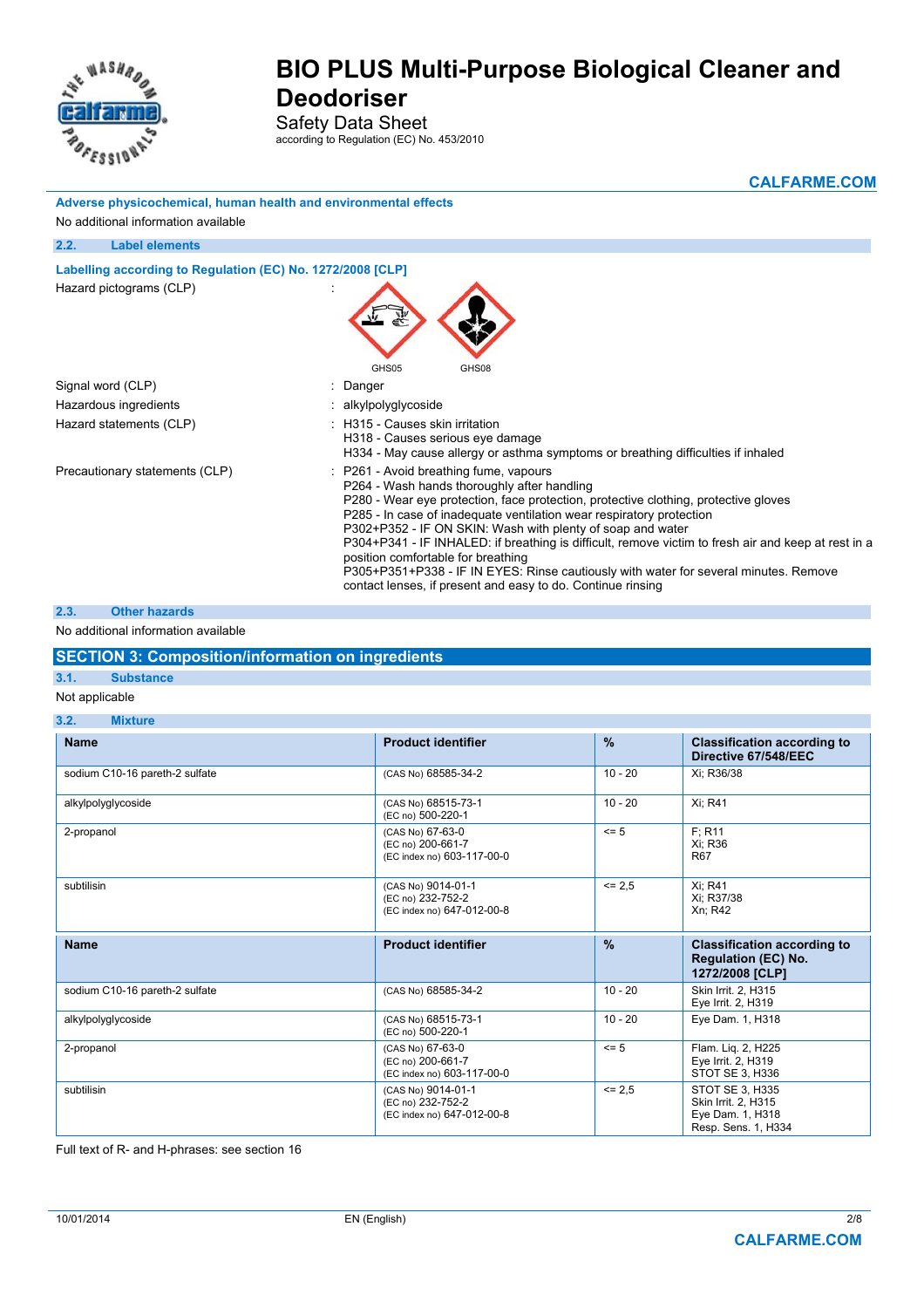**Adverse physicochemical, human health and environmental effects**

No additional information available

### 2.2. Label elements

**Labelling according to Regulation (EC) No. 1272/2008 [CLP]**

Hazard pictograms (CLP) :

GHS05 GHS08

Signal word (CLP) : Danger

Hazardous ingredients : alkylpolyglycoside

Hazard statements (CLP) : H315 - Causes skin irritation
H318 - Causes serious eye damage
H334 - May cause allergy or asthma symptoms or breathing difficulties if inhaled

Precautionary statements (CLP) : P261 - Avoid breathing fume, vapours
P264 - Wash hands thoroughly after handling
P280 - Wear eye protection, face protection, protective clothing, protective gloves
P285 - In case of inadequate ventilation wear respiratory protection
P302+P352 - IF ON SKIN: Wash with plenty of soap and water
P304+P341 - IF INHALED: if breathing is difficult, remove victim to fresh air and keep at rest in a position comfortable for breathing
P305+P351+P338 - IF IN EYES: Rinse cautiously with water for several minutes. Remove contact lenses, if present and easy to do. Continue rinsing

### 2.3. Other hazards

No additional information available

## SECTION 3: Composition/information on ingredients

### 3.1. Substance

Not applicable

### 3.2. Mixture

| Name | Product identifier | % | Classification according to Directive 67/548/EEC |
|---|---|---|---|
| sodium C10-16 pareth-2 sulfate | (CAS No) 68585-34-2 | 10 - 20 | Xi; R36/38 |
| alkylpolyglycoside | (CAS No) 68515-73-1<br>(EC no) 500-220-1 | 10 - 20 | Xi; R41 |
| 2-propanol | (CAS No) 67-63-0<br>(EC no) 200-661-7<br>(EC index no) 603-117-00-0 | <= 5 | F; R11<br>Xi; R36<br>R67 |
| subtilisin | (CAS No) 9014-01-1<br>(EC no) 232-752-2<br>(EC index no) 647-012-00-8 | <= 2,5 | Xi; R41<br>Xi; R37/38<br>Xn; R42 |

| Name | Product identifier | % | Classification according to Regulation (EC) No. 1272/2008 [CLP] |
|---|---|---|---|
| sodium C10-16 pareth-2 sulfate | (CAS No) 68585-34-2 | 10 - 20 | Skin Irrit. 2, H315<br>Eye Irrit. 2, H319 |
| alkylpolyglycoside | (CAS No) 68515-73-1<br>(EC no) 500-220-1 | 10 - 20 | Eye Dam. 1, H318 |
| 2-propanol | (CAS No) 67-63-0<br>(EC no) 200-661-7<br>(EC index no) 603-117-00-0 | <= 5 | Flam. Liq. 2, H225<br>Eye Irrit. 2, H319<br>STOT SE 3, H336 |
| subtilisin | (CAS No) 9014-01-1<br>(EC no) 232-752-2<br>(EC index no) 647-012-00-8 | <= 2,5 | STOT SE 3, H335<br>Skin Irrit. 2, H315<br>Eye Dam. 1, H318<br>Resp. Sens. 1, H334 |

Full text of R- and H-phrases: see section 16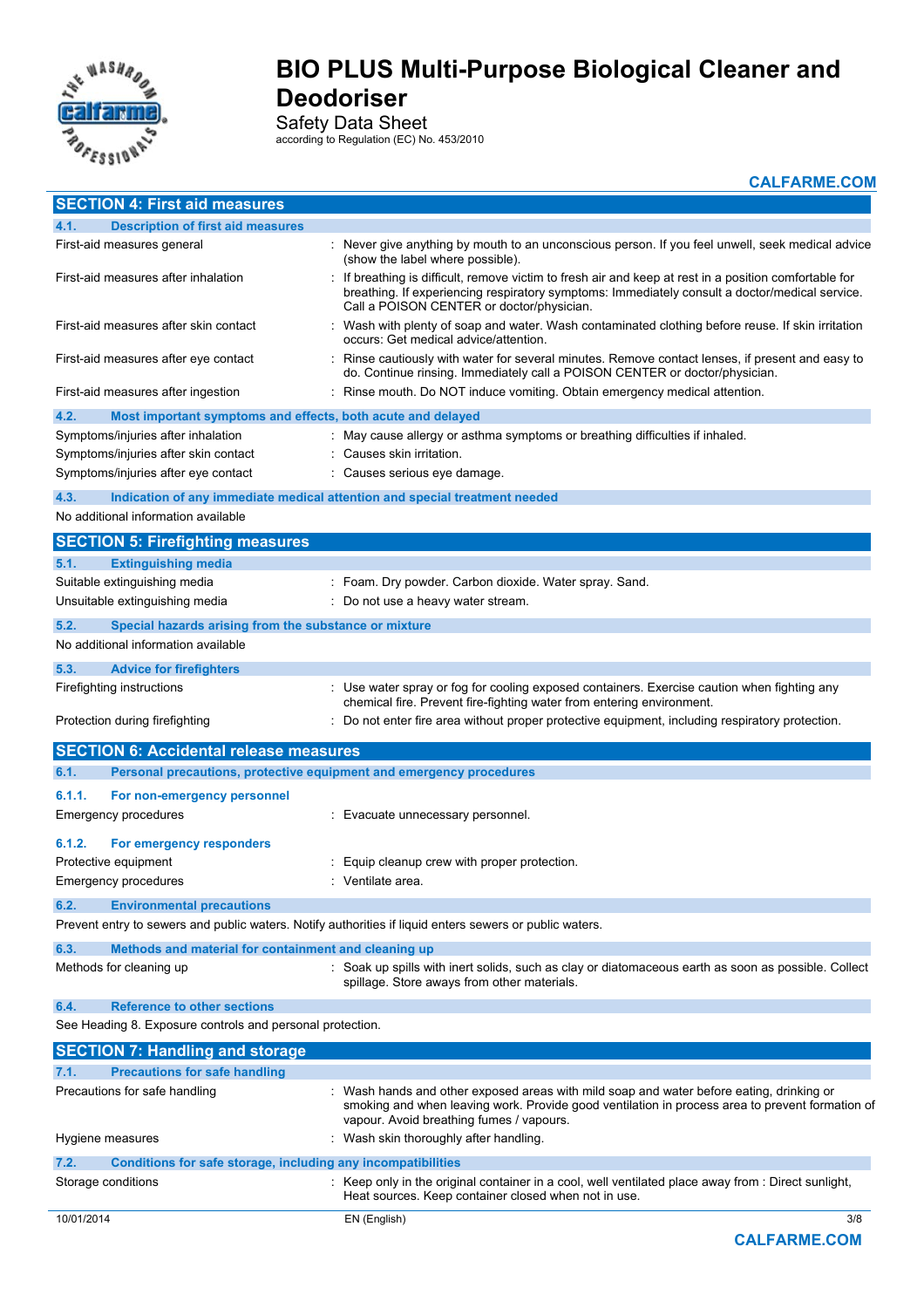## SECTION 4: First aid measures

### 4.1. Description of first aid measures

| | |
|---|---|
| First-aid measures general | : Never give anything by mouth to an unconscious person. If you feel unwell, seek medical advice (show the label where possible). |
| First-aid measures after inhalation | : If breathing is difficult, remove victim to fresh air and keep at rest in a position comfortable for breathing. If experiencing respiratory symptoms: Immediately consult a doctor/medical service. Call a POISON CENTER or doctor/physician. |
| First-aid measures after skin contact | : Wash with plenty of soap and water. Wash contaminated clothing before reuse. If skin irritation occurs: Get medical advice/attention. |
| First-aid measures after eye contact | : Rinse cautiously with water for several minutes. Remove contact lenses, if present and easy to do. Continue rinsing. Immediately call a POISON CENTER or doctor/physician. |
| First-aid measures after ingestion | : Rinse mouth. Do NOT induce vomiting. Obtain emergency medical attention. |

### 4.2. Most important symptoms and effects, both acute and delayed

| | |
|---|---|
| Symptoms/injuries after inhalation | : May cause allergy or asthma symptoms or breathing difficulties if inhaled. |
| Symptoms/injuries after skin contact | : Causes skin irritation. |
| Symptoms/injuries after eye contact | : Causes serious eye damage. |

### 4.3. Indication of any immediate medical attention and special treatment needed

No additional information available

## SECTION 5: Firefighting measures

### 5.1. Extinguishing media

| | |
|---|---|
| Suitable extinguishing media | : Foam. Dry powder. Carbon dioxide. Water spray. Sand. |
| Unsuitable extinguishing media | : Do not use a heavy water stream. |

### 5.2. Special hazards arising from the substance or mixture

No additional information available

### 5.3. Advice for firefighters

| | |
|---|---|
| Firefighting instructions | : Use water spray or fog for cooling exposed containers. Exercise caution when fighting any chemical fire. Prevent fire-fighting water from entering environment. |
| Protection during firefighting | : Do not enter fire area without proper protective equipment, including respiratory protection. |

## SECTION 6: Accidental release measures

### 6.1. Personal precautions, protective equipment and emergency procedures

#### 6.1.1. For non-emergency personnel

| | |
|---|---|
| Emergency procedures | : Evacuate unnecessary personnel. |

#### 6.1.2. For emergency responders

| | |
|---|---|
| Protective equipment | : Equip cleanup crew with proper protection. |
| Emergency procedures | : Ventilate area. |

### 6.2. Environmental precautions

Prevent entry to sewers and public waters. Notify authorities if liquid enters sewers or public waters.

### 6.3. Methods and material for containment and cleaning up

| | |
|---|---|
| Methods for cleaning up | : Soak up spills with inert solids, such as clay or diatomaceous earth as soon as possible. Collect spillage. Store aways from other materials. |

### 6.4. Reference to other sections

See Heading 8. Exposure controls and personal protection.

## SECTION 7: Handling and storage

### 7.1. Precautions for safe handling

| | |
|---|---|
| Precautions for safe handling | : Wash hands and other exposed areas with mild soap and water before eating, drinking or smoking and when leaving work. Provide good ventilation in process area to prevent formation of vapour. Avoid breathing fumes / vapours. |
| Hygiene measures | : Wash skin thoroughly after handling. |

### 7.2. Conditions for safe storage, including any incompatibilities

| | |
|---|---|
| Storage conditions | : Keep only in the original container in a cool, well ventilated place away from : Direct sunlight, Heat sources. Keep container closed when not in use. |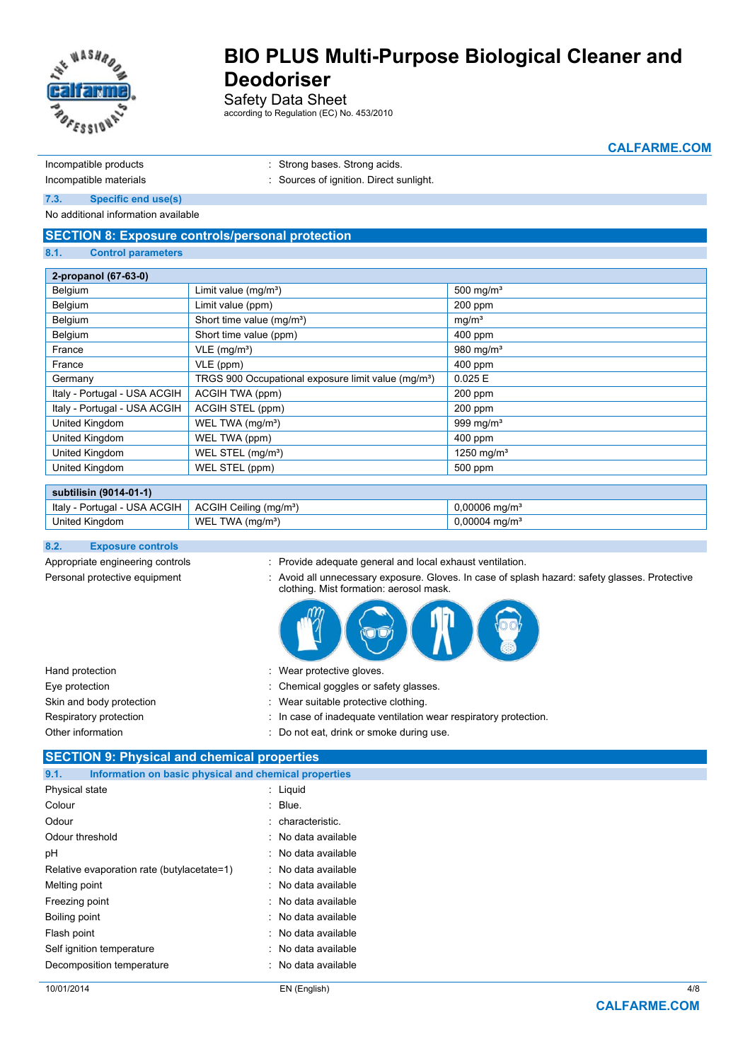Incompatible products : Strong bases. Strong acids.

Incompatible materials : Sources of ignition. Direct sunlight.

### 7.3. Specific end use(s)

No additional information available

## SECTION 8: Exposure controls/personal protection

### 8.1. Control parameters

| 2-propanol (67-63-0) | | |
|---|---|---|
| Belgium | Limit value (mg/m³) | 500 mg/m³ |
| Belgium | Limit value (ppm) | 200 ppm |
| Belgium | Short time value (mg/m³) | mg/m³ |
| Belgium | Short time value (ppm) | 400 ppm |
| France | VLE (mg/m³) | 980 mg/m³ |
| France | VLE (ppm) | 400 ppm |
| Germany | TRGS 900 Occupational exposure limit value (mg/m³) | 0.025 E |
| Italy - Portugal - USA ACGIH | ACGIH TWA (ppm) | 200 ppm |
| Italy - Portugal - USA ACGIH | ACGIH STEL (ppm) | 200 ppm |
| United Kingdom | WEL TWA (mg/m³) | 999 mg/m³ |
| United Kingdom | WEL TWA (ppm) | 400 ppm |
| United Kingdom | WEL STEL (mg/m³) | 1250 mg/m³ |
| United Kingdom | WEL STEL (ppm) | 500 ppm |

| subtilisin (9014-01-1) | | |
|---|---|---|
| Italy - Portugal - USA ACGIH | ACGIH Ceiling (mg/m³) | 0,00006 mg/m³ |
| United Kingdom | WEL TWA (mg/m³) | 0,00004 mg/m³ |

### 8.2. Exposure controls

Appropriate engineering controls : Provide adequate general and local exhaust ventilation.

Personal protective equipment : Avoid all unnecessary exposure. Gloves. In case of splash hazard: safety glasses. Protective clothing. Mist formation: aerosol mask.

Hand protection : Wear protective gloves.

Eye protection : Chemical goggles or safety glasses.

Skin and body protection : Wear suitable protective clothing.

Respiratory protection : In case of inadequate ventilation wear respiratory protection.

Other information : Do not eat, drink or smoke during use.

## SECTION 9: Physical and chemical properties

### 9.1. Information on basic physical and chemical properties

Physical state : Liquid

Colour : Blue.

Odour : characteristic.

Odour threshold : No data available

pH : No data available

Relative evaporation rate (butylacetate=1) : No data available

Melting point : No data available

Freezing point : No data available

Boiling point : No data available

Flash point : No data available

Self ignition temperature : No data available

Decomposition temperature : No data available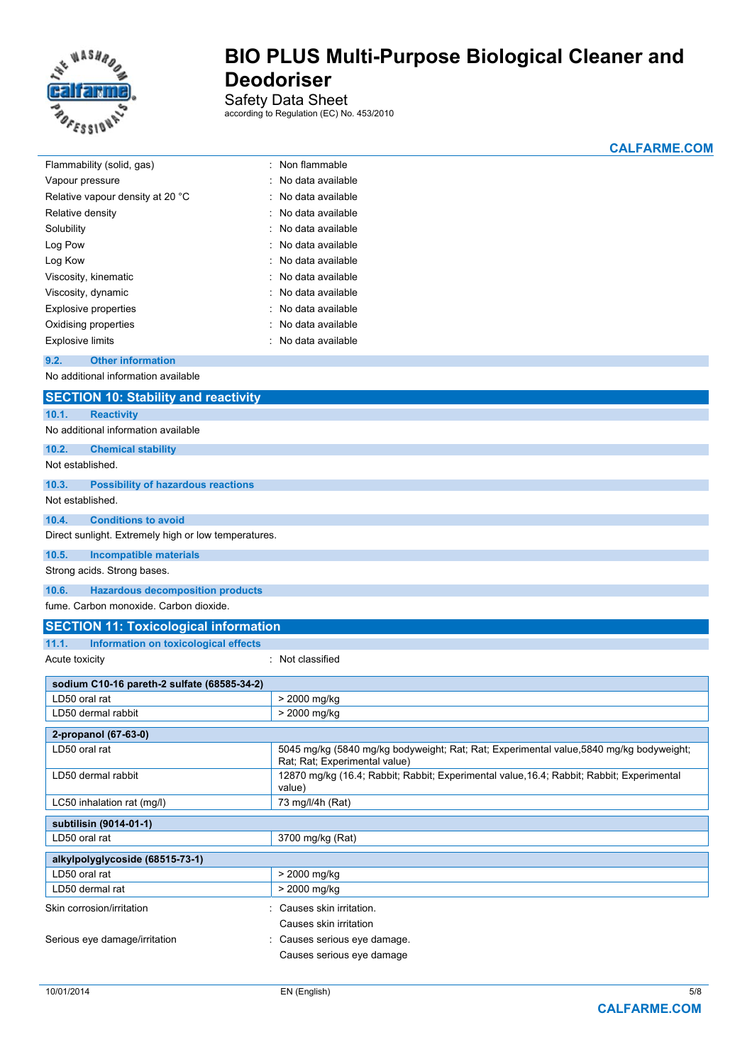| | |
|---|---|
| Flammability (solid, gas) | : Non flammable |
| Vapour pressure | : No data available |
| Relative vapour density at 20 °C | : No data available |
| Relative density | : No data available |
| Solubility | : No data available |
| Log Pow | : No data available |
| Log Kow | : No data available |
| Viscosity, kinematic | : No data available |
| Viscosity, dynamic | : No data available |
| Explosive properties | : No data available |
| Oxidising properties | : No data available |
| Explosive limits | : No data available |

### 9.2. Other information

No additional information available

## SECTION 10: Stability and reactivity

### 10.1. Reactivity

No additional information available

### 10.2. Chemical stability

Not established.

### 10.3. Possibility of hazardous reactions

Not established.

### 10.4. Conditions to avoid

Direct sunlight. Extremely high or low temperatures.

### 10.5. Incompatible materials

Strong acids. Strong bases.

### 10.6. Hazardous decomposition products

fume. Carbon monoxide. Carbon dioxide.

## SECTION 11: Toxicological information

### 11.1. Information on toxicological effects

Acute toxicity : Not classified

| sodium C10-16 pareth-2 sulfate (68585-34-2) | |
|---|---|
| LD50 oral rat | > 2000 mg/kg |
| LD50 dermal rabbit | > 2000 mg/kg |

| 2-propanol (67-63-0) | |
|---|---|
| LD50 oral rat | 5045 mg/kg (5840 mg/kg bodyweight; Rat; Rat; Experimental value,5840 mg/kg bodyweight; Rat; Rat; Experimental value) |
| LD50 dermal rabbit | 12870 mg/kg (16.4; Rabbit; Rabbit; Experimental value,16.4; Rabbit; Rabbit; Experimental value) |
| LC50 inhalation rat (mg/l) | 73 mg/l/4h (Rat) |

| subtilisin (9014-01-1) | |
|---|---|
| LD50 oral rat | 3700 mg/kg (Rat) |

| alkylpolyglycoside (68515-73-1) | |
|---|---|
| LD50 oral rat | > 2000 mg/kg |
| LD50 dermal rat | > 2000 mg/kg |

Skin corrosion/irritation : Causes skin irritation.

Causes skin irritation

Serious eye damage/irritation : Causes serious eye damage.

Causes serious eye damage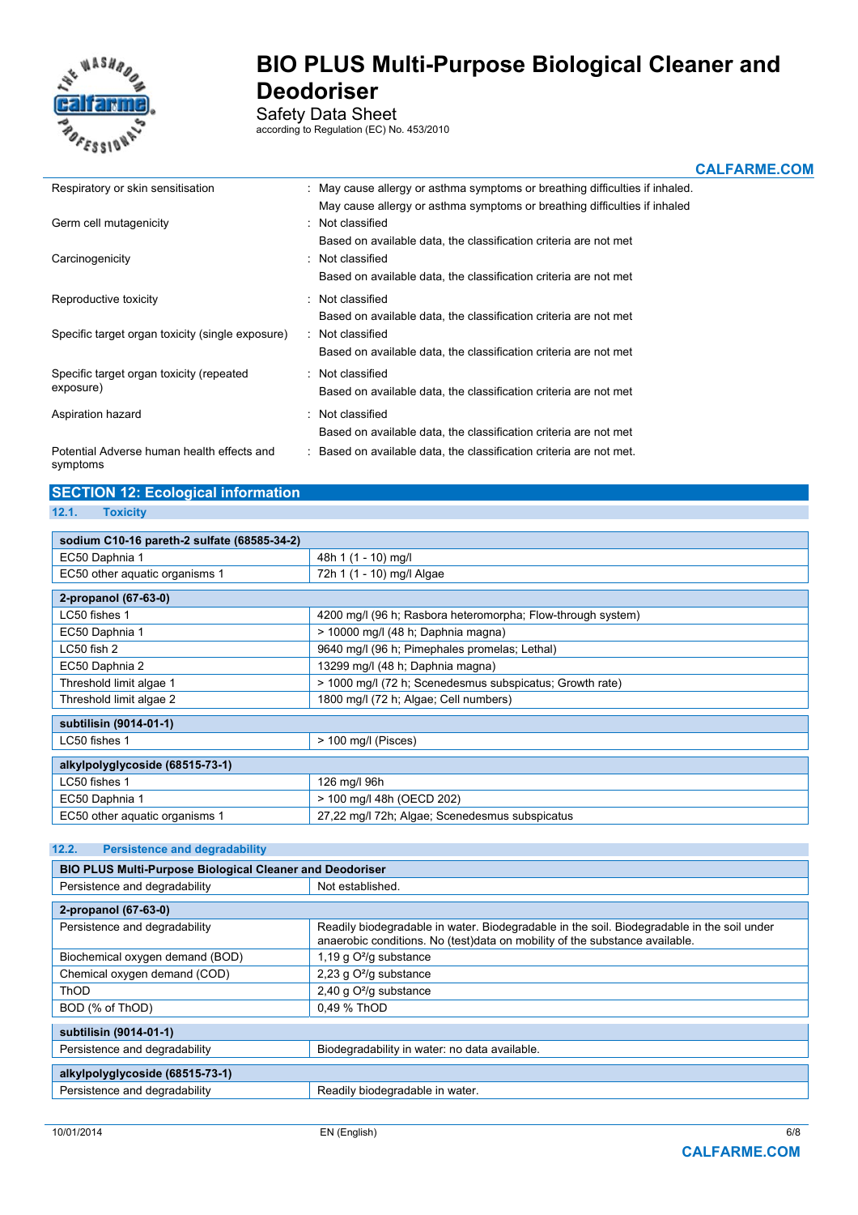| | |
|---|---|
| Respiratory or skin sensitisation | : May cause allergy or asthma symptoms or breathing difficulties if inhaled. May cause allergy or asthma symptoms or breathing difficulties if inhaled |
| Germ cell mutagenicity | : Not classified Based on available data, the classification criteria are not met |
| Carcinogenicity | : Not classified Based on available data, the classification criteria are not met |
| Reproductive toxicity | : Not classified Based on available data, the classification criteria are not met |
| Specific target organ toxicity (single exposure) | : Not classified Based on available data, the classification criteria are not met |
| Specific target organ toxicity (repeated exposure) | : Not classified Based on available data, the classification criteria are not met |
| Aspiration hazard | : Not classified Based on available data, the classification criteria are not met |
| Potential Adverse human health effects and symptoms | : Based on available data, the classification criteria are not met. |

## SECTION 12: Ecological information

### 12.1. Toxicity

| sodium C10-16 pareth-2 sulfate (68585-34-2) | |
|---|---|
| EC50 Daphnia 1 | 48h 1 (1 - 10) mg/l |
| EC50 other aquatic organisms 1 | 72h 1 (1 - 10) mg/l Algae |

| 2-propanol (67-63-0) | |
|---|---|
| LC50 fishes 1 | 4200 mg/l (96 h; Rasbora heteromorpha; Flow-through system) |
| EC50 Daphnia 1 | > 10000 mg/l (48 h; Daphnia magna) |
| LC50 fish 2 | 9640 mg/l (96 h; Pimephales promelas; Lethal) |
| EC50 Daphnia 2 | 13299 mg/l (48 h; Daphnia magna) |
| Threshold limit algae 1 | > 1000 mg/l (72 h; Scenedesmus subspicatus; Growth rate) |
| Threshold limit algae 2 | 1800 mg/l (72 h; Algae; Cell numbers) |

| subtilisin (9014-01-1) | |
|---|---|
| LC50 fishes 1 | > 100 mg/l (Pisces) |

| alkylpolyglycoside (68515-73-1) | |
|---|---|
| LC50 fishes 1 | 126 mg/l 96h |
| EC50 Daphnia 1 | > 100 mg/l 48h (OECD 202) |
| EC50 other aquatic organisms 1 | 27,22 mg/l 72h; Algae; Scenedesmus subspicatus |

### 12.2. Persistence and degradability

| BIO PLUS Multi-Purpose Biological Cleaner and Deodoriser | |
|---|---|
| Persistence and degradability | Not established. |

| 2-propanol (67-63-0) | |
|---|---|
| Persistence and degradability | Readily biodegradable in water. Biodegradable in the soil. Biodegradable in the soil under anaerobic conditions. No (test)data on mobility of the substance available. |
| Biochemical oxygen demand (BOD) | 1,19 g $O^2$/g substance |
| Chemical oxygen demand (COD) | 2,23 g $O^2$/g substance |
| ThOD | 2,40 g $O^2$/g substance |
| BOD (% of ThOD) | 0,49 % ThOD |

| subtilisin (9014-01-1) | |
|---|---|
| Persistence and degradability | Biodegradability in water: no data available. |

| alkylpolyglycoside (68515-73-1) | |
|---|---|
| Persistence and degradability | Readily biodegradable in water. |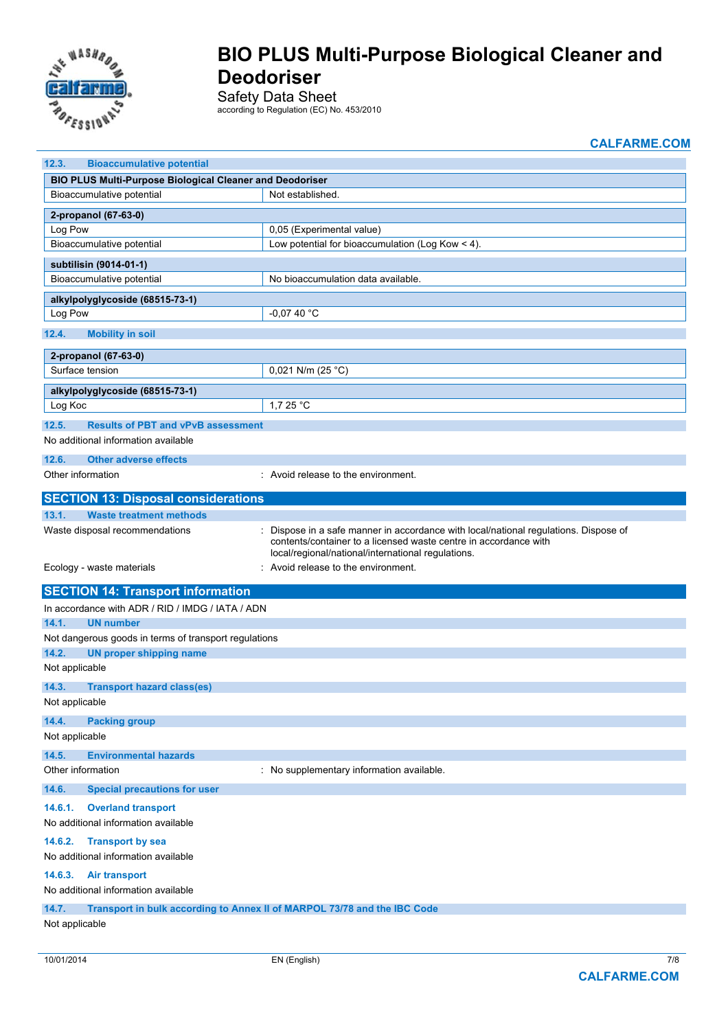### 12.3. Bioaccumulative potential

| BIO PLUS Multi-Purpose Biological Cleaner and Deodoriser | |
|---|---|
| Bioaccumulative potential | Not established. |

| 2-propanol (67-63-0) | |
|---|---|
| Log Pow | 0,05 (Experimental value) |
| Bioaccumulative potential | Low potential for bioaccumulation (Log Kow < 4). |

| subtilisin (9014-01-1) | |
|---|---|
| Bioaccumulative potential | No bioaccumulation data available. |

| alkylpolyglycoside (68515-73-1) | |
|---|---|
| Log Pow | -0,07 40 °C |

### 12.4. Mobility in soil

| 2-propanol (67-63-0) | |
|---|---|
| Surface tension | 0,021 N/m (25 °C) |

| alkylpolyglycoside (68515-73-1) | |
|---|---|
| Log Koc | 1,7 25 °C |

### 12.5. Results of PBT and vPvB assessment

No additional information available

### 12.6. Other adverse effects

Other information : Avoid release to the environment.

## SECTION 13: Disposal considerations

### 13.1. Waste treatment methods

Waste disposal recommendations : Dispose in a safe manner in accordance with local/national regulations. Dispose of contents/container to a licensed waste centre in accordance with local/regional/national/international regulations.

Ecology - waste materials : Avoid release to the environment.

## SECTION 14: Transport information

In accordance with ADR / RID / IMDG / IATA / ADN

### 14.1. UN number

Not dangerous goods in terms of transport regulations

### 14.2. UN proper shipping name

Not applicable

### 14.3. Transport hazard class(es)

Not applicable

### 14.4. Packing group

Not applicable

### 14.5. Environmental hazards

Other information : No supplementary information available.

### 14.6. Special precautions for user

#### 14.6.1. Overland transport

No additional information available

#### 14.6.2. Transport by sea

No additional information available

#### 14.6.3. Air transport

No additional information available

### 14.7. Transport in bulk according to Annex II of MARPOL 73/78 and the IBC Code

Not applicable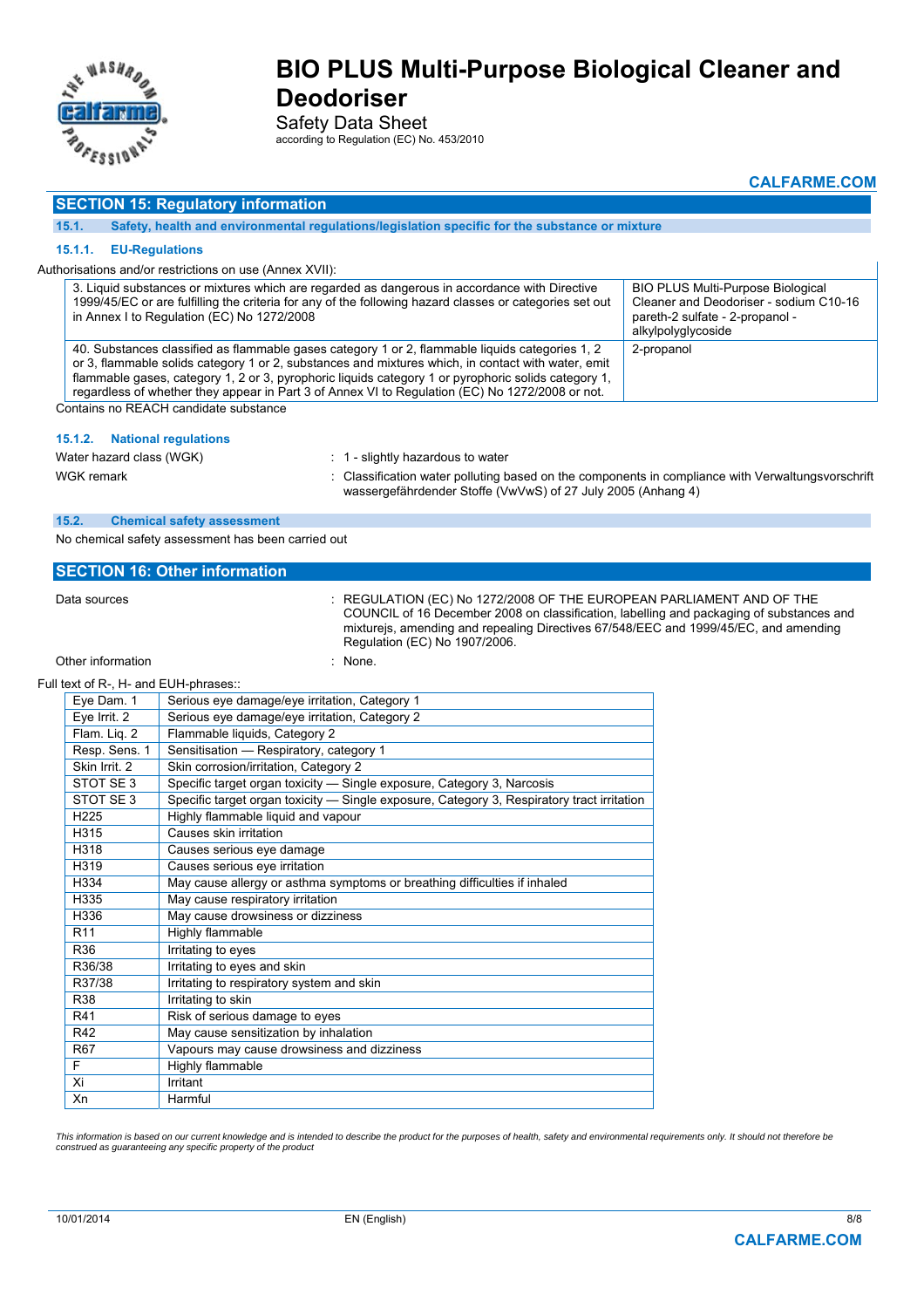## SECTION 15: Regulatory information

### 15.1. Safety, health and environmental regulations/legislation specific for the substance or mixture

#### 15.1.1. EU-Regulations

Authorisations and/or restrictions on use (Annex XVII):

| | |
|---|---|
| 3. Liquid substances or mixtures which are regarded as dangerous in accordance with Directive 1999/45/EC or are fulfilling the criteria for any of the following hazard classes or categories set out in Annex I to Regulation (EC) No 1272/2008 | BIO PLUS Multi-Purpose Biological Cleaner and Deodoriser - sodium C10-16 pareth-2 sulfate - 2-propanol - alkylpolyglycoside |
| 40. Substances classified as flammable gases category 1 or 2, flammable liquids categories 1, 2 or 3, flammable solids category 1 or 2, substances and mixtures which, in contact with water, emit flammable gases, category 1, 2 or 3, pyrophoric liquids category 1 or pyrophoric solids category 1, regardless of whether they appear in Part 3 of Annex VI to Regulation (EC) No 1272/2008 or not. | 2-propanol |

Contains no REACH candidate substance

#### 15.1.2. National regulations

Water hazard class (WGK) : 1 - slightly hazardous to water

WGK remark : Classification water polluting based on the components in compliance with Verwaltungsvorschrift wassergefährdender Stoffe (VwVwS) of 27 July 2005 (Anhang 4)

### 15.2. Chemical safety assessment

No chemical safety assessment has been carried out

## SECTION 16: Other information

Data sources : REGULATION (EC) No 1272/2008 OF THE EUROPEAN PARLIAMENT AND OF THE COUNCIL of 16 December 2008 on classification, labelling and packaging of substances and mixturejs, amending and repealing Directives 67/548/EEC and 1999/45/EC, and amending Regulation (EC) No 1907/2006.

Other information : None.

Full text of R-, H- and EUH-phrases::

| | |
|---|---|
| Eye Dam. 1 | Serious eye damage/eye irritation, Category 1 |
| Eye Irrit. 2 | Serious eye damage/eye irritation, Category 2 |
| Flam. Liq. 2 | Flammable liquids, Category 2 |
| Resp. Sens. 1 | Sensitisation — Respiratory, category 1 |
| Skin Irrit. 2 | Skin corrosion/irritation, Category 2 |
| STOT SE 3 | Specific target organ toxicity — Single exposure, Category 3, Narcosis |
| STOT SE 3 | Specific target organ toxicity — Single exposure, Category 3, Respiratory tract irritation |
| H225 | Highly flammable liquid and vapour |
| H315 | Causes skin irritation |
| H318 | Causes serious eye damage |
| H319 | Causes serious eye irritation |
| H334 | May cause allergy or asthma symptoms or breathing difficulties if inhaled |
| H335 | May cause respiratory irritation |
| H336 | May cause drowsiness or dizziness |
| R11 | Highly flammable |
| R36 | Irritating to eyes |
| R36/38 | Irritating to eyes and skin |
| R37/38 | Irritating to respiratory system and skin |
| R38 | Irritating to skin |
| R41 | Risk of serious damage to eyes |
| R42 | May cause sensitization by inhalation |
| R67 | Vapours may cause drowsiness and dizziness |
| F | Highly flammable |
| Xi | Irritant |
| Xn | Harmful |

*This information is based on our current knowledge and is intended to describe the product for the purposes of health, safety and environmental requirements only. It should not therefore be construed as guaranteeing any specific property of the product*